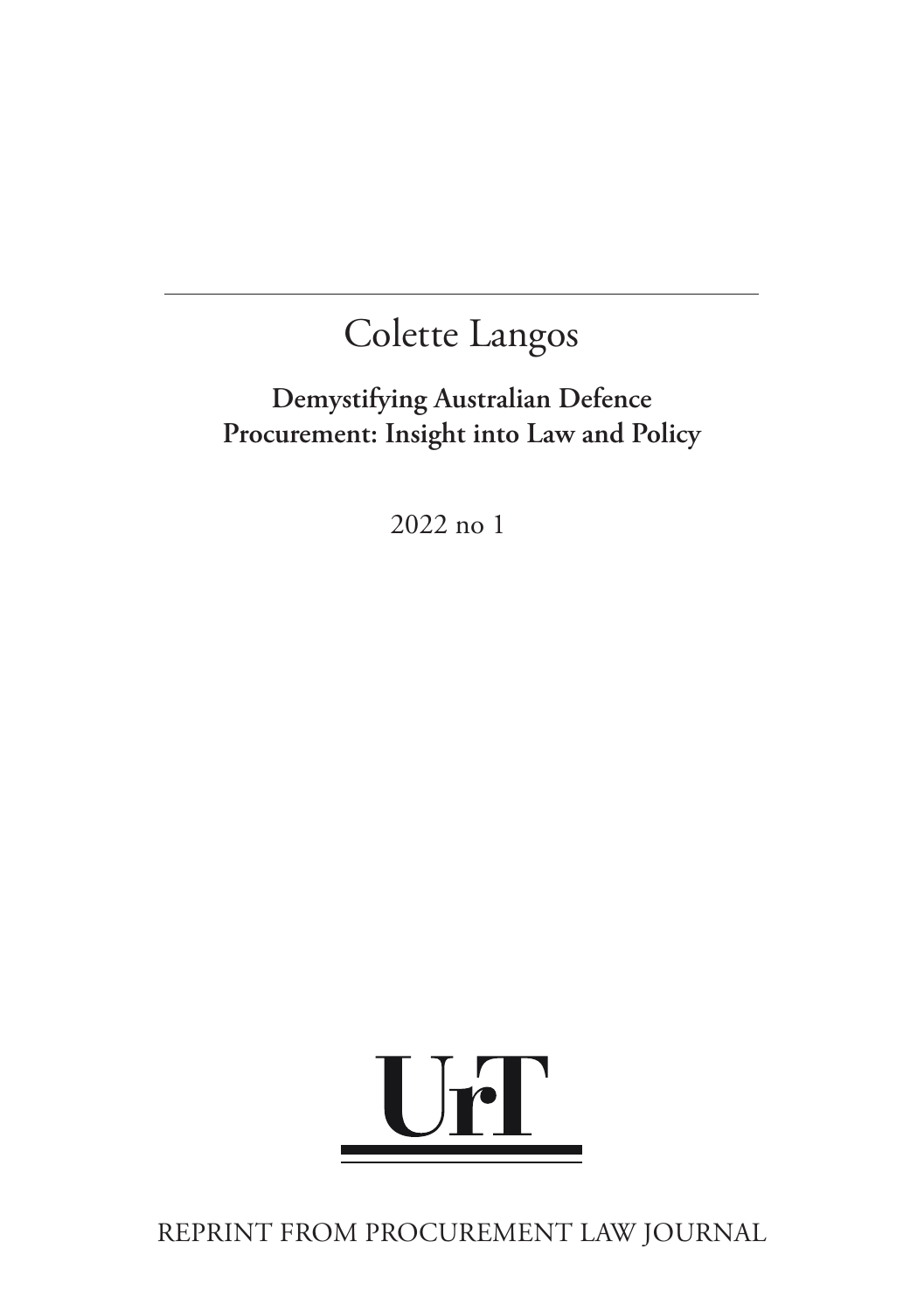Colette Langos

# Demystifying Australian Defence Procurement: Insight into Law and Policy

2022 no 1

UrT

REPRINT FROM PROCUREMENT LAW JOURNAL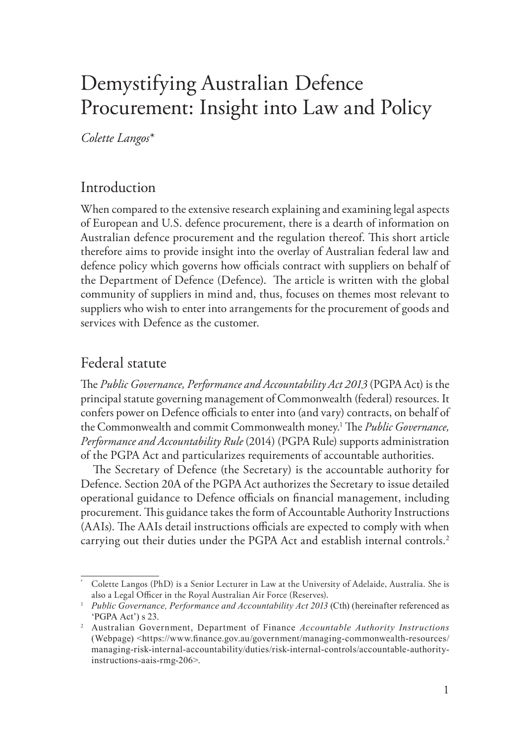# Demystifying Australian Defence Procurement: Insight into Law and Policy

*Colette Langos**

## Introduction

When compared to the extensive research explaining and examining legal aspects of European and U.S. defence procurement, there is a dearth of information on Australian defence procurement and the regulation thereof. This short article therefore aims to provide insight into the overlay of Australian federal law and defence policy which governs how officials contract with suppliers on behalf of the Department of Defence (Defence). The article is written with the global community of suppliers in mind and, thus, focuses on themes most relevant to suppliers who wish to enter into arrangements for the procurement of goods and services with Defence as the customer.

## Federal statute

The *Public Governance, Performance and Accountability Act 2013* (PGPA Act) is the principal statute governing management of Commonwealth (federal) resources. It confers power on Defence officials to enter into (and vary) contracts, on behalf of the Commonwealth and commit Commonwealth money.[1] The *Public Governance, Performance and Accountability Rule* (2014) (PGPA Rule) supports administration of the PGPA Act and particularizes requirements of accountable authorities.

The Secretary of Defence (the Secretary) is the accountable authority for Defence. Section 20A of the PGPA Act authorizes the Secretary to issue detailed operational guidance to Defence officials on financial management, including procurement. This guidance takes the form of Accountable Authority Instructions (AAIs). The AAIs detail instructions officials are expected to comply with when carrying out their duties under the PGPA Act and establish internal controls.[2]

---

\* Colette Langos (PhD) is a Senior Lecturer in Law at the University of Adelaide, Australia. She is also a Legal Officer in the Royal Australian Air Force (Reserves).

[1] *Public Governance, Performance and Accountability Act 2013* (Cth) (hereinafter referenced as 'PGPA Act') s 23.

[2] Australian Government, Department of Finance *Accountable Authority Instructions* (Webpage) <https://www.finance.gov.au/government/managing-commonwealth-resources/managing-risk-internal-accountability/duties/risk-internal-controls/accountable-authority-instructions-aais-rmg-206>.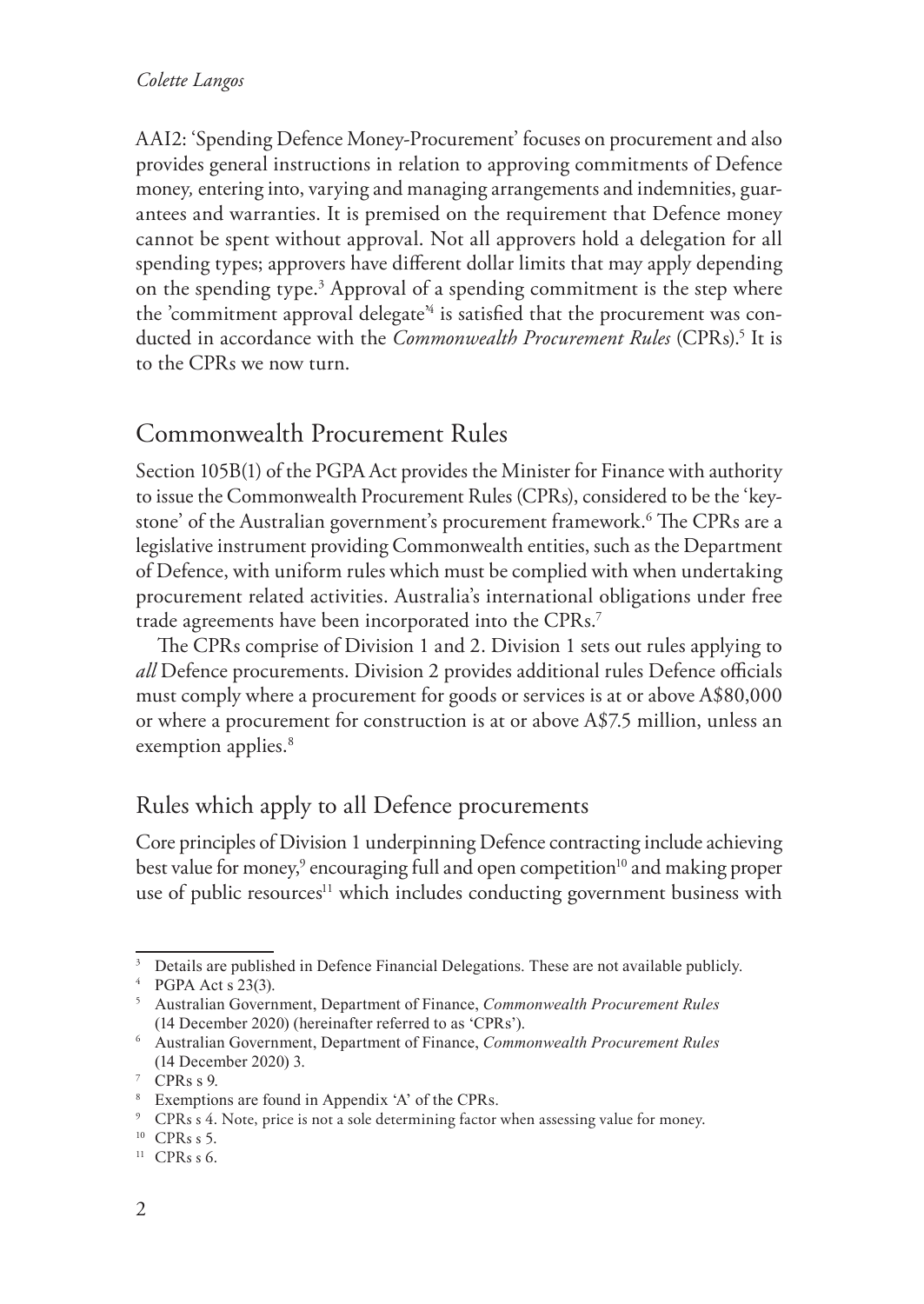AAI2: 'Spending Defence Money-Procurement' focuses on procurement and also provides general instructions in relation to approving commitments of Defence money, entering into, varying and managing arrangements and indemnities, guarantees and warranties. It is premised on the requirement that Defence money cannot be spent without approval. Not all approvers hold a delegation for all spending types; approvers have different dollar limits that may apply depending on the spending type.[3] Approval of a spending commitment is the step where the 'commitment approval delegate'[4] is satisfied that the procurement was conducted in accordance with the *Commonwealth Procurement Rules* (CPRs).[5] It is to the CPRs we now turn.

## Commonwealth Procurement Rules

Section 105B(1) of the PGPA Act provides the Minister for Finance with authority to issue the Commonwealth Procurement Rules (CPRs), considered to be the 'keystone' of the Australian government's procurement framework.[6] The CPRs are a legislative instrument providing Commonwealth entities, such as the Department of Defence, with uniform rules which must be complied with when undertaking procurement related activities. Australia's international obligations under free trade agreements have been incorporated into the CPRs.[7]

The CPRs comprise of Division 1 and 2. Division 1 sets out rules applying to *all* Defence procurements. Division 2 provides additional rules Defence officials must comply where a procurement for goods or services is at or above A$80,000 or where a procurement for construction is at or above A$7.5 million, unless an exemption applies.[8]

### Rules which apply to all Defence procurements

Core principles of Division 1 underpinning Defence contracting include achieving best value for money,[9] encouraging full and open competition[10] and making proper use of public resources[11] which includes conducting government business with

---

[3] Details are published in Defence Financial Delegations. These are not available publicly.

[4] PGPA Act s 23(3).

[5] Australian Government, Department of Finance, *Commonwealth Procurement Rules* (14 December 2020) (hereinafter referred to as 'CPRs').

[6] Australian Government, Department of Finance, *Commonwealth Procurement Rules* (14 December 2020) 3.

[7] CPRs s 9.

[8] Exemptions are found in Appendix 'A' of the CPRs.

[9] CPRs s 4. Note, price is not a sole determining factor when assessing value for money.

[10] CPRs s 5.

[11] CPRs s 6.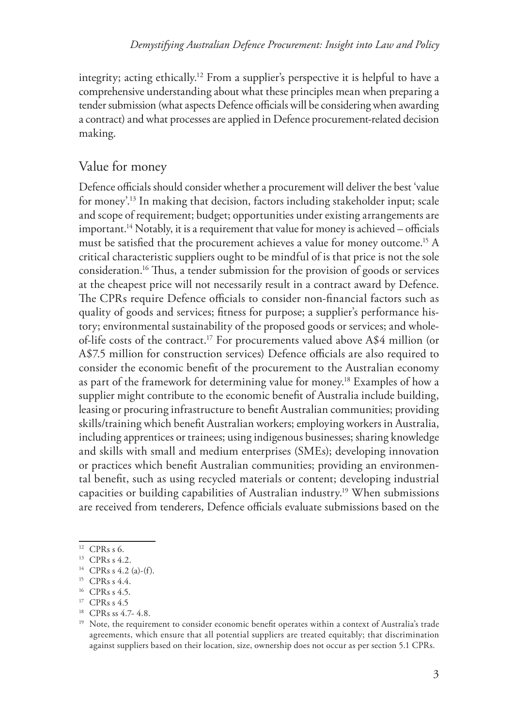integrity; acting ethically.[12] From a supplier's perspective it is helpful to have a comprehensive understanding about what these principles mean when preparing a tender submission (what aspects Defence officials will be considering when awarding a contract) and what processes are applied in Defence procurement-related decision making.

## Value for money

Defence officials should consider whether a procurement will deliver the best 'value for money'.[13] In making that decision, factors including stakeholder input; scale and scope of requirement; budget; opportunities under existing arrangements are important.[14] Notably, it is a requirement that value for money is achieved – officials must be satisfied that the procurement achieves a value for money outcome.[15] A critical characteristic suppliers ought to be mindful of is that price is not the sole consideration.[16] Thus, a tender submission for the provision of goods or services at the cheapest price will not necessarily result in a contract award by Defence. The CPRs require Defence officials to consider non-financial factors such as quality of goods and services; fitness for purpose; a supplier's performance history; environmental sustainability of the proposed goods or services; and whole-of-life costs of the contract.[17] For procurements valued above A$4 million (or A$7.5 million for construction services) Defence officials are also required to consider the economic benefit of the procurement to the Australian economy as part of the framework for determining value for money.[18] Examples of how a supplier might contribute to the economic benefit of Australia include building, leasing or procuring infrastructure to benefit Australian communities; providing skills/training which benefit Australian workers; employing workers in Australia, including apprentices or trainees; using indigenous businesses; sharing knowledge and skills with small and medium enterprises (SMEs); developing innovation or practices which benefit Australian communities; providing an environmental benefit, such as using recycled materials or content; developing industrial capacities or building capabilities of Australian industry.[19] When submissions are received from tenderers, Defence officials evaluate submissions based on the

---

[12] CPRs s 6.

[13] CPRs s 4.2.

[14] CPRs s 4.2 (a)-(f).

[15] CPRs s 4.4.

[16] CPRs s 4.5.

[17] CPRs s 4.5

[18] CPRs ss 4.7- 4.8.

[19] Note, the requirement to consider economic benefit operates within a context of Australia's trade agreements, which ensure that all potential suppliers are treated equitably; that discrimination against suppliers based on their location, size, ownership does not occur as per section 5.1 CPRs.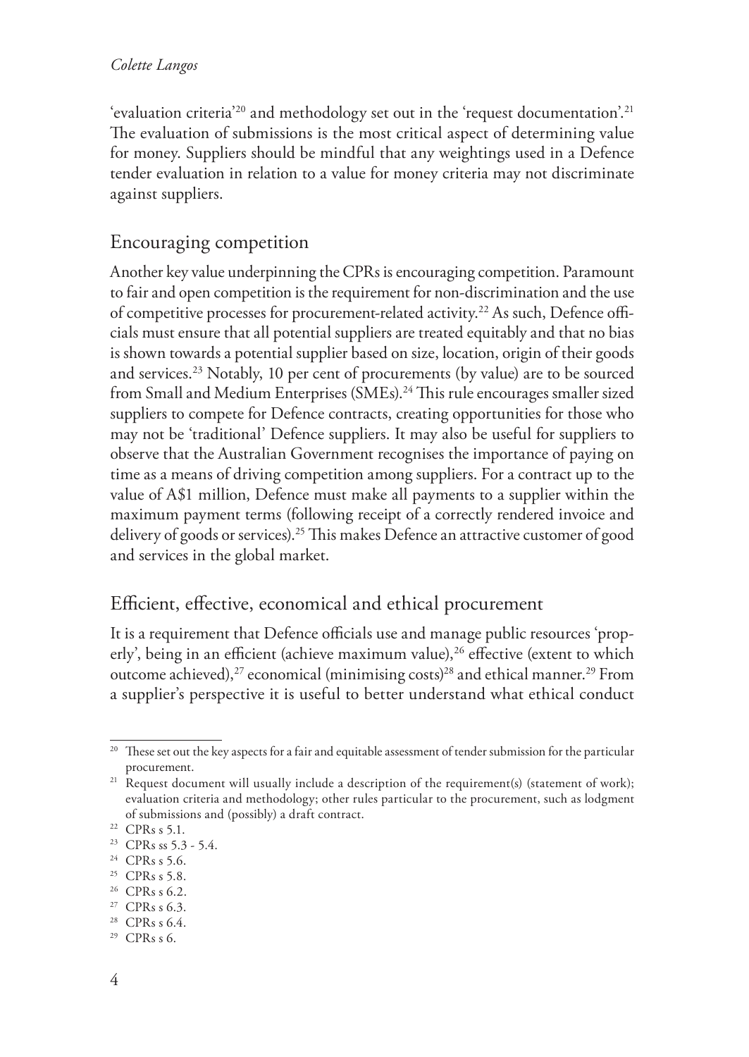'evaluation criteria'[20] and methodology set out in the 'request documentation'.[21] The evaluation of submissions is the most critical aspect of determining value for money. Suppliers should be mindful that any weightings used in a Defence tender evaluation in relation to a value for money criteria may not discriminate against suppliers.

## Encouraging competition

Another key value underpinning the CPRs is encouraging competition. Paramount to fair and open competition is the requirement for non-discrimination and the use of competitive processes for procurement-related activity.[22] As such, Defence officials must ensure that all potential suppliers are treated equitably and that no bias is shown towards a potential supplier based on size, location, origin of their goods and services.[23] Notably, 10 per cent of procurements (by value) are to be sourced from Small and Medium Enterprises (SMEs).[24] This rule encourages smaller sized suppliers to compete for Defence contracts, creating opportunities for those who may not be 'traditional' Defence suppliers. It may also be useful for suppliers to observe that the Australian Government recognises the importance of paying on time as a means of driving competition among suppliers. For a contract up to the value of A$1 million, Defence must make all payments to a supplier within the maximum payment terms (following receipt of a correctly rendered invoice and delivery of goods or services).[25] This makes Defence an attractive customer of good and services in the global market.

## Efficient, effective, economical and ethical procurement

It is a requirement that Defence officials use and manage public resources 'properly', being in an efficient (achieve maximum value),[26] effective (extent to which outcome achieved),[27] economical (minimising costs)[28] and ethical manner.[29] From a supplier's perspective it is useful to better understand what ethical conduct

---

[20] These set out the key aspects for a fair and equitable assessment of tender submission for the particular procurement.

[21] Request document will usually include a description of the requirement(s) (statement of work); evaluation criteria and methodology; other rules particular to the procurement, such as lodgment of submissions and (possibly) a draft contract.

[22] CPRs s 5.1.

[23] CPRs ss 5.3 - 5.4.

[24] CPRs s 5.6.

[25] CPRs s 5.8.

[26] CPRs s 6.2.

[27] CPRs s 6.3.

[28] CPRs s 6.4.

[29] CPRs s 6.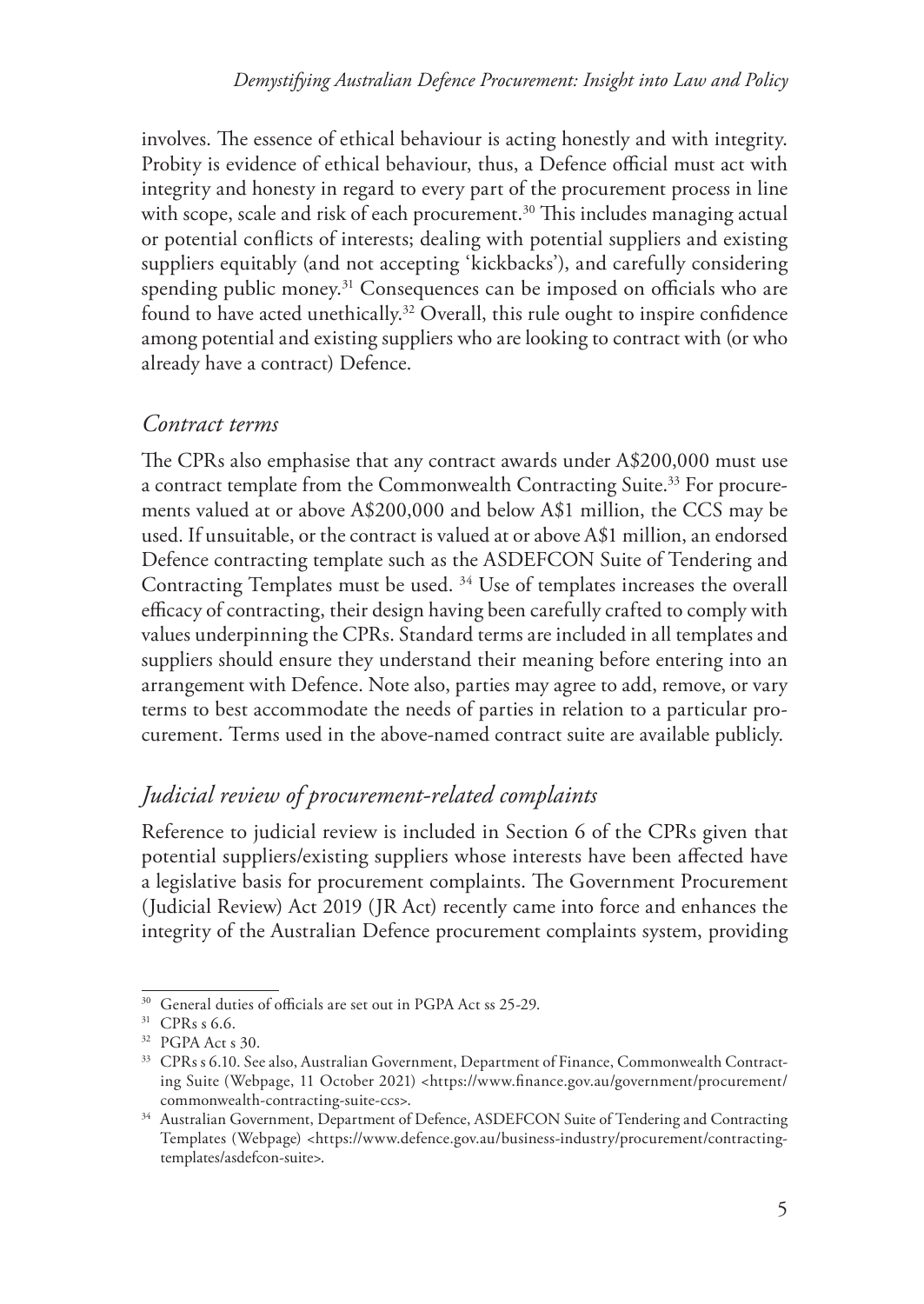involves. The essence of ethical behaviour is acting honestly and with integrity. Probity is evidence of ethical behaviour, thus, a Defence official must act with integrity and honesty in regard to every part of the procurement process in line with scope, scale and risk of each procurement.[30] This includes managing actual or potential conflicts of interests; dealing with potential suppliers and existing suppliers equitably (and not accepting 'kickbacks'), and carefully considering spending public money.[31] Consequences can be imposed on officials who are found to have acted unethically.[32] Overall, this rule ought to inspire confidence among potential and existing suppliers who are looking to contract with (or who already have a contract) Defence.

### *Contract terms*

The CPRs also emphasise that any contract awards under A$200,000 must use a contract template from the Commonwealth Contracting Suite.[33] For procurements valued at or above A$200,000 and below A$1 million, the CCS may be used. If unsuitable, or the contract is valued at or above A$1 million, an endorsed Defence contracting template such as the ASDEFCON Suite of Tendering and Contracting Templates must be used. [34] Use of templates increases the overall efficacy of contracting, their design having been carefully crafted to comply with values underpinning the CPRs. Standard terms are included in all templates and suppliers should ensure they understand their meaning before entering into an arrangement with Defence. Note also, parties may agree to add, remove, or vary terms to best accommodate the needs of parties in relation to a particular procurement. Terms used in the above-named contract suite are available publicly.

### *Judicial review of procurement-related complaints*

Reference to judicial review is included in Section 6 of the CPRs given that potential suppliers/existing suppliers whose interests have been affected have a legislative basis for procurement complaints. The Government Procurement (Judicial Review) Act 2019 (JR Act) recently came into force and enhances the integrity of the Australian Defence procurement complaints system, providing

---

[30] General duties of officials are set out in PGPA Act ss 25-29.

[31] CPRs s 6.6.

[32] PGPA Act s 30.

[33] CPRs s 6.10. See also, Australian Government, Department of Finance, Commonwealth Contracting Suite (Webpage, 11 October 2021) <https://www.finance.gov.au/government/procurement/commonwealth-contracting-suite-ccs>.

[34] Australian Government, Department of Defence, ASDEFCON Suite of Tendering and Contracting Templates (Webpage) <https://www.defence.gov.au/business-industry/procurement/contracting-templates/asdefcon-suite>.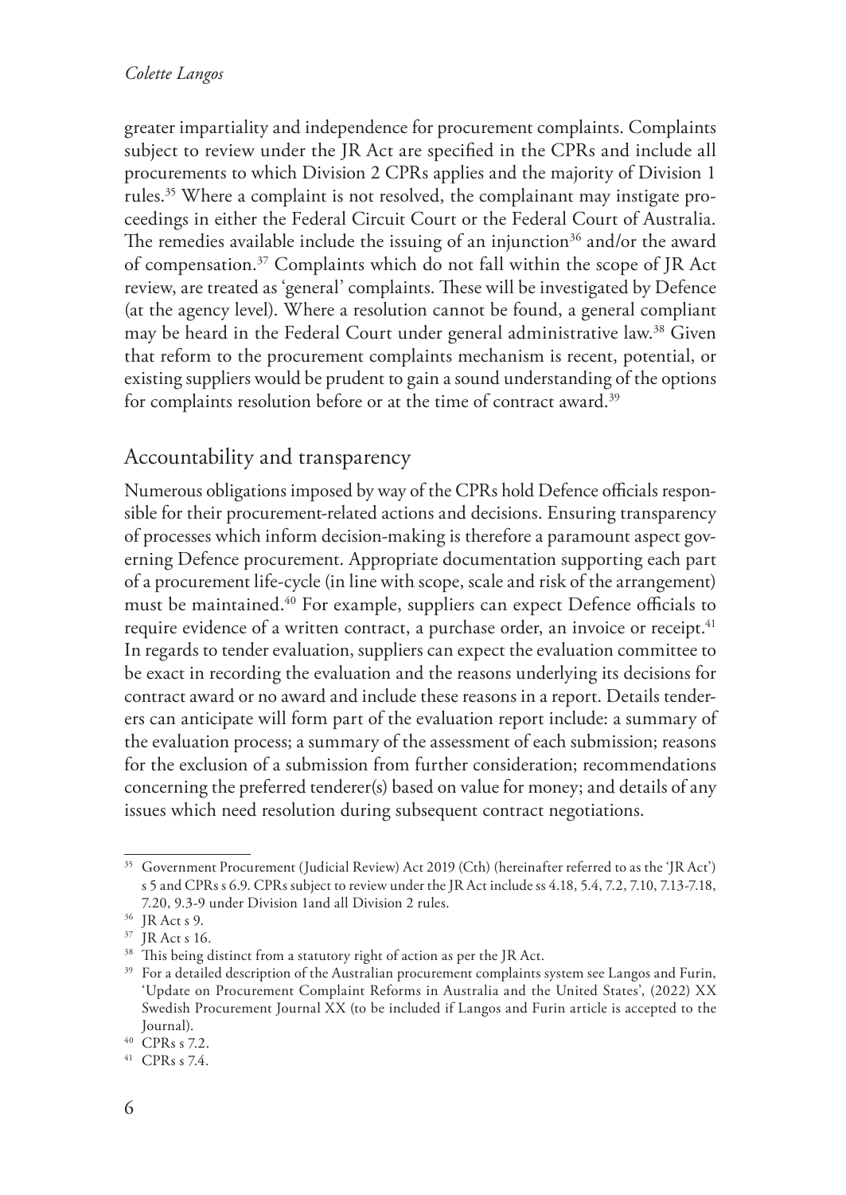greater impartiality and independence for procurement complaints. Complaints subject to review under the JR Act are specified in the CPRs and include all procurements to which Division 2 CPRs applies and the majority of Division 1 rules.[35] Where a complaint is not resolved, the complainant may instigate proceedings in either the Federal Circuit Court or the Federal Court of Australia. The remedies available include the issuing of an injunction[36] and/or the award of compensation.[37] Complaints which do not fall within the scope of JR Act review, are treated as 'general' complaints. These will be investigated by Defence (at the agency level). Where a resolution cannot be found, a general compliant may be heard in the Federal Court under general administrative law.[38] Given that reform to the procurement complaints mechanism is recent, potential, or existing suppliers would be prudent to gain a sound understanding of the options for complaints resolution before or at the time of contract award.[39]

## Accountability and transparency

Numerous obligations imposed by way of the CPRs hold Defence officials responsible for their procurement-related actions and decisions. Ensuring transparency of processes which inform decision-making is therefore a paramount aspect governing Defence procurement. Appropriate documentation supporting each part of a procurement life-cycle (in line with scope, scale and risk of the arrangement) must be maintained.[40] For example, suppliers can expect Defence officials to require evidence of a written contract, a purchase order, an invoice or receipt.[41] In regards to tender evaluation, suppliers can expect the evaluation committee to be exact in recording the evaluation and the reasons underlying its decisions for contract award or no award and include these reasons in a report. Details tenderers can anticipate will form part of the evaluation report include: a summary of the evaluation process; a summary of the assessment of each submission; reasons for the exclusion of a submission from further consideration; recommendations concerning the preferred tenderer(s) based on value for money; and details of any issues which need resolution during subsequent contract negotiations.

---

[35] Government Procurement (Judicial Review) Act 2019 (Cth) (hereinafter referred to as the 'JR Act') s 5 and CPRs s 6.9. CPRs subject to review under the JR Act include ss 4.18, 5.4, 7.2, 7.10, 7.13-7.18, 7.20, 9.3-9 under Division 1and all Division 2 rules.

[36] JR Act s 9.

[37] JR Act s 16.

[38] This being distinct from a statutory right of action as per the JR Act.

[39] For a detailed description of the Australian procurement complaints system see Langos and Furin, 'Update on Procurement Complaint Reforms in Australia and the United States', (2022) XX Swedish Procurement Journal XX (to be included if Langos and Furin article is accepted to the Journal).

[40] CPRs s 7.2.

[41] CPRs s 7.4.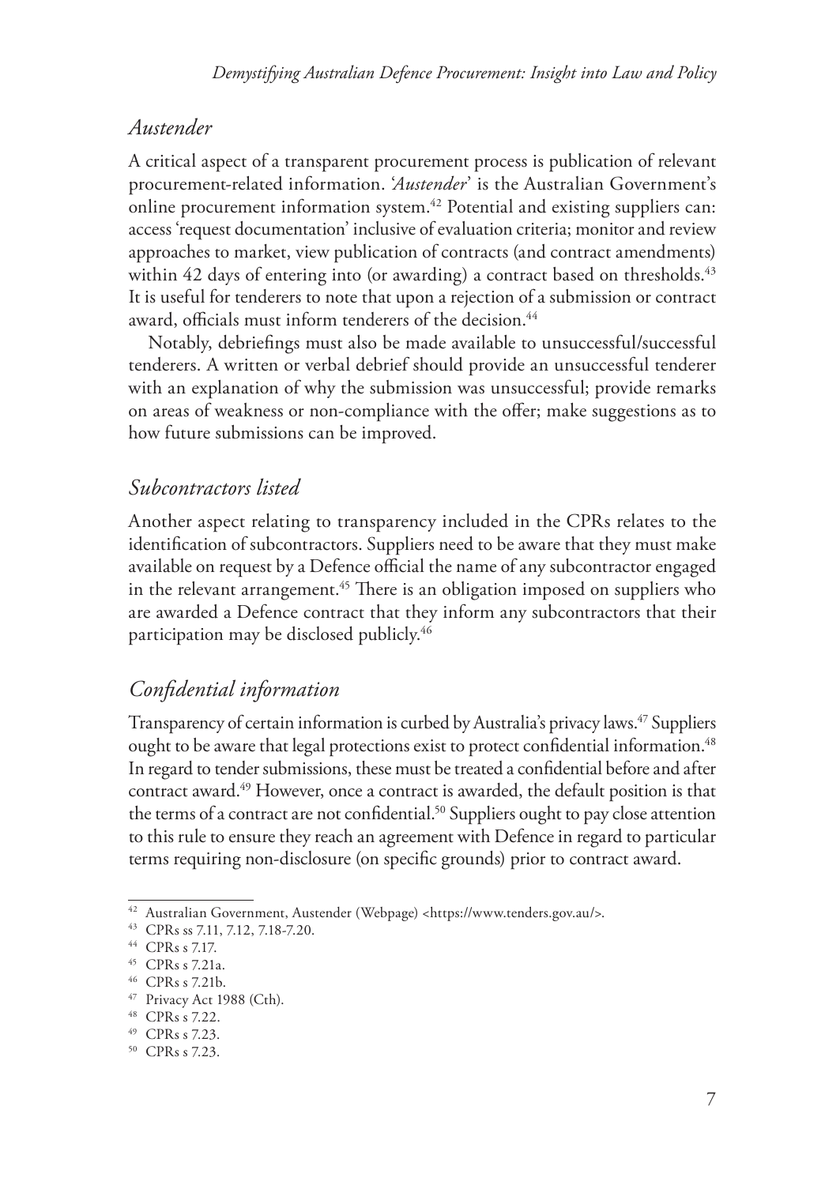### *Austender*

A critical aspect of a transparent procurement process is publication of relevant procurement-related information. '*Austender*' is the Australian Government's online procurement information system.[42] Potential and existing suppliers can: access 'request documentation' inclusive of evaluation criteria; monitor and review approaches to market, view publication of contracts (and contract amendments) within 42 days of entering into (or awarding) a contract based on thresholds.[43] It is useful for tenderers to note that upon a rejection of a submission or contract award, officials must inform tenderers of the decision.[44]

Notably, debriefings must also be made available to unsuccessful/successful tenderers. A written or verbal debrief should provide an unsuccessful tenderer with an explanation of why the submission was unsuccessful; provide remarks on areas of weakness or non-compliance with the offer; make suggestions as to how future submissions can be improved.

### *Subcontractors listed*

Another aspect relating to transparency included in the CPRs relates to the identification of subcontractors. Suppliers need to be aware that they must make available on request by a Defence official the name of any subcontractor engaged in the relevant arrangement.[45] There is an obligation imposed on suppliers who are awarded a Defence contract that they inform any subcontractors that their participation may be disclosed publicly.[46]

### *Confidential information*

Transparency of certain information is curbed by Australia's privacy laws.[47] Suppliers ought to be aware that legal protections exist to protect confidential information.[48] In regard to tender submissions, these must be treated a confidential before and after contract award.[49] However, once a contract is awarded, the default position is that the terms of a contract are not confidential.[50] Suppliers ought to pay close attention to this rule to ensure they reach an agreement with Defence in regard to particular terms requiring non-disclosure (on specific grounds) prior to contract award.

---

[42] Australian Government, Austender (Webpage) <https://www.tenders.gov.au/>.

[43] CPRs ss 7.11, 7.12, 7.18-7.20.

[44] CPRs s 7.17.

[45] CPRs s 7.21a.

[46] CPRs s 7.21b.

[47] Privacy Act 1988 (Cth).

[48] CPRs s 7.22.

[49] CPRs s 7.23.

[50] CPRs s 7.23.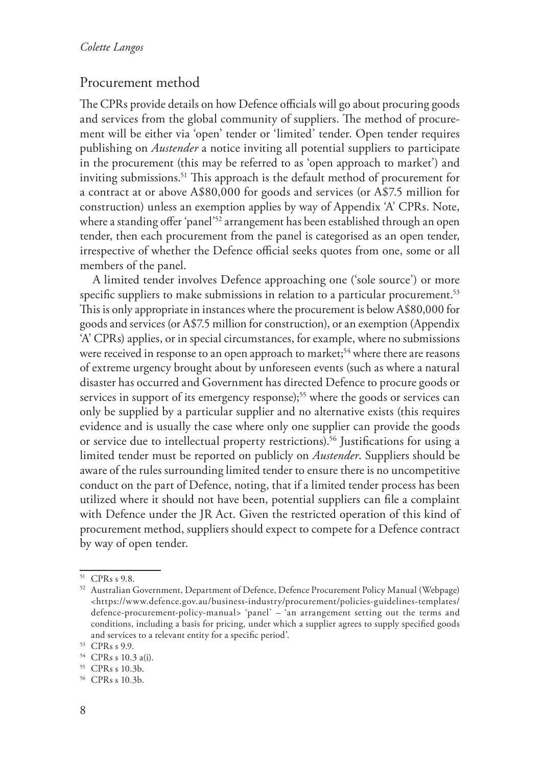## Procurement method

The CPRs provide details on how Defence officials will go about procuring goods and services from the global community of suppliers. The method of procurement will be either via 'open' tender or 'limited' tender. Open tender requires publishing on *Austender* a notice inviting all potential suppliers to participate in the procurement (this may be referred to as 'open approach to market') and inviting submissions.[51] This approach is the default method of procurement for a contract at or above A$80,000 for goods and services (or A$7.5 million for construction) unless an exemption applies by way of Appendix 'A' CPRs. Note, where a standing offer 'panel'[52] arrangement has been established through an open tender, then each procurement from the panel is categorised as an open tender, irrespective of whether the Defence official seeks quotes from one, some or all members of the panel.

A limited tender involves Defence approaching one ('sole source') or more specific suppliers to make submissions in relation to a particular procurement.[53] This is only appropriate in instances where the procurement is below A$80,000 for goods and services (or A$7.5 million for construction), or an exemption (Appendix 'A' CPRs) applies, or in special circumstances, for example, where no submissions were received in response to an open approach to market;[54] where there are reasons of extreme urgency brought about by unforeseen events (such as where a natural disaster has occurred and Government has directed Defence to procure goods or services in support of its emergency response);[55] where the goods or services can only be supplied by a particular supplier and no alternative exists (this requires evidence and is usually the case where only one supplier can provide the goods or service due to intellectual property restrictions).[56] Justifications for using a limited tender must be reported on publicly on *Austender*. Suppliers should be aware of the rules surrounding limited tender to ensure there is no uncompetitive conduct on the part of Defence, noting, that if a limited tender process has been utilized where it should not have been, potential suppliers can file a complaint with Defence under the JR Act. Given the restricted operation of this kind of procurement method, suppliers should expect to compete for a Defence contract by way of open tender.

---

[51] CPRs s 9.8.

[52] Australian Government, Department of Defence, Defence Procurement Policy Manual (Webpage) <https://www.defence.gov.au/business-industry/procurement/policies-guidelines-templates/defence-procurement-policy-manual> 'panel' – 'an arrangement setting out the terms and conditions, including a basis for pricing, under which a supplier agrees to supply specified goods and services to a relevant entity for a specific period'.

[53] CPRs s 9.9.

[54] CPRs s 10.3 a(i).

[55] CPRs s 10.3b.

[56] CPRs s 10.3b.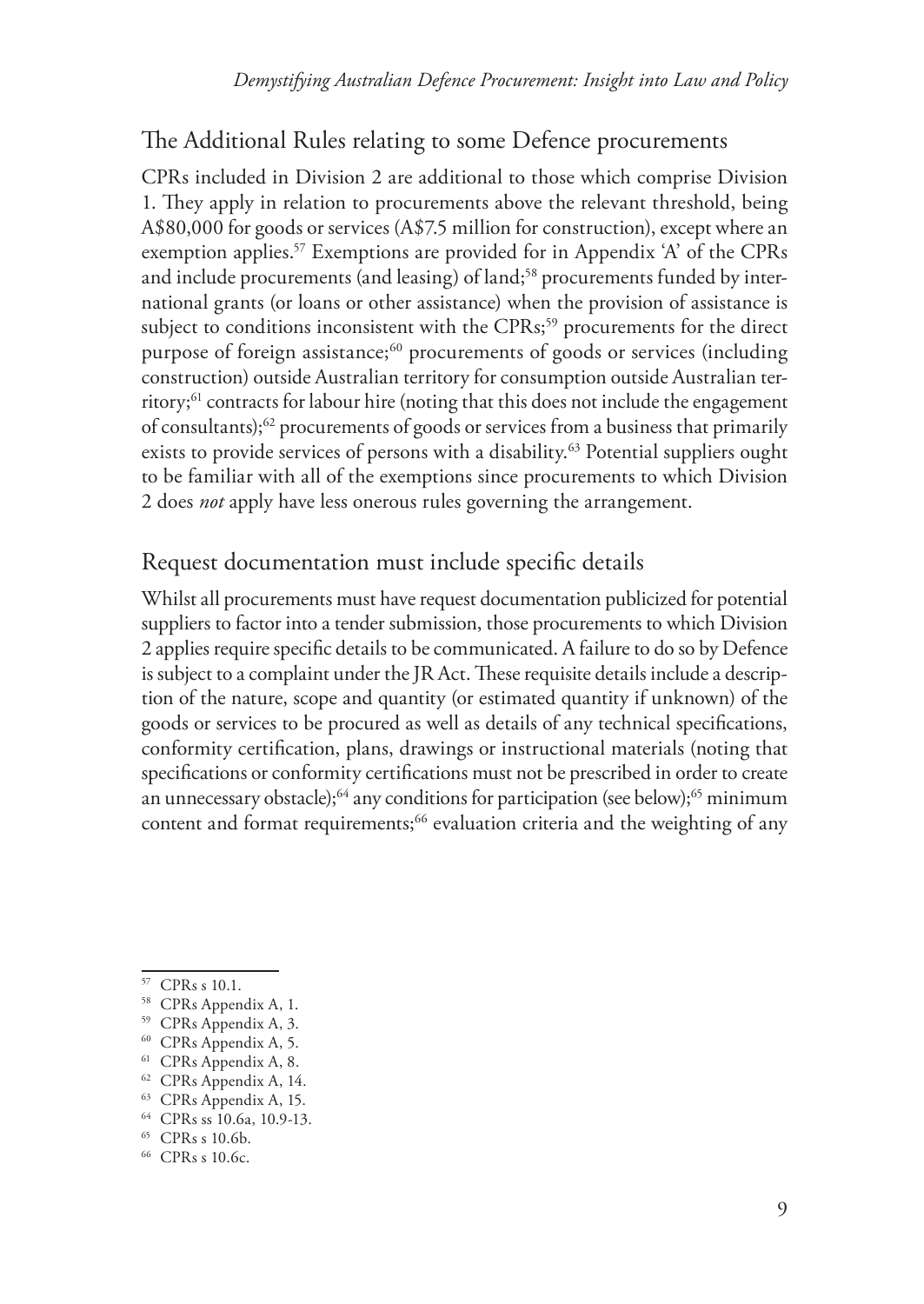## The Additional Rules relating to some Defence procurements

CPRs included in Division 2 are additional to those which comprise Division 1. They apply in relation to procurements above the relevant threshold, being A$80,000 for goods or services (A$7.5 million for construction), except where an exemption applies.[57] Exemptions are provided for in Appendix 'A' of the CPRs and include procurements (and leasing) of land;[58] procurements funded by international grants (or loans or other assistance) when the provision of assistance is subject to conditions inconsistent with the CPRs;[59] procurements for the direct purpose of foreign assistance;[60] procurements of goods or services (including construction) outside Australian territory for consumption outside Australian territory;[61] contracts for labour hire (noting that this does not include the engagement of consultants);[62] procurements of goods or services from a business that primarily exists to provide services of persons with a disability.[63] Potential suppliers ought to be familiar with all of the exemptions since procurements to which Division 2 does *not* apply have less onerous rules governing the arrangement.

## Request documentation must include specific details

Whilst all procurements must have request documentation publicized for potential suppliers to factor into a tender submission, those procurements to which Division 2 applies require specific details to be communicated. A failure to do so by Defence is subject to a complaint under the JR Act. These requisite details include a description of the nature, scope and quantity (or estimated quantity if unknown) of the goods or services to be procured as well as details of any technical specifications, conformity certification, plans, drawings or instructional materials (noting that specifications or conformity certifications must not be prescribed in order to create an unnecessary obstacle);[64] any conditions for participation (see below);[65] minimum content and format requirements;[66] evaluation criteria and the weighting of any

---

[57] CPRs s 10.1.

[58] CPRs Appendix A, 1.

[59] CPRs Appendix A, 3.

[60] CPRs Appendix A, 5.

[61] CPRs Appendix A, 8.

[62] CPRs Appendix A, 14.

[63] CPRs Appendix A, 15.

[64] CPRs ss 10.6a, 10.9-13.

[65] CPRs s 10.6b.

[66] CPRs s 10.6c.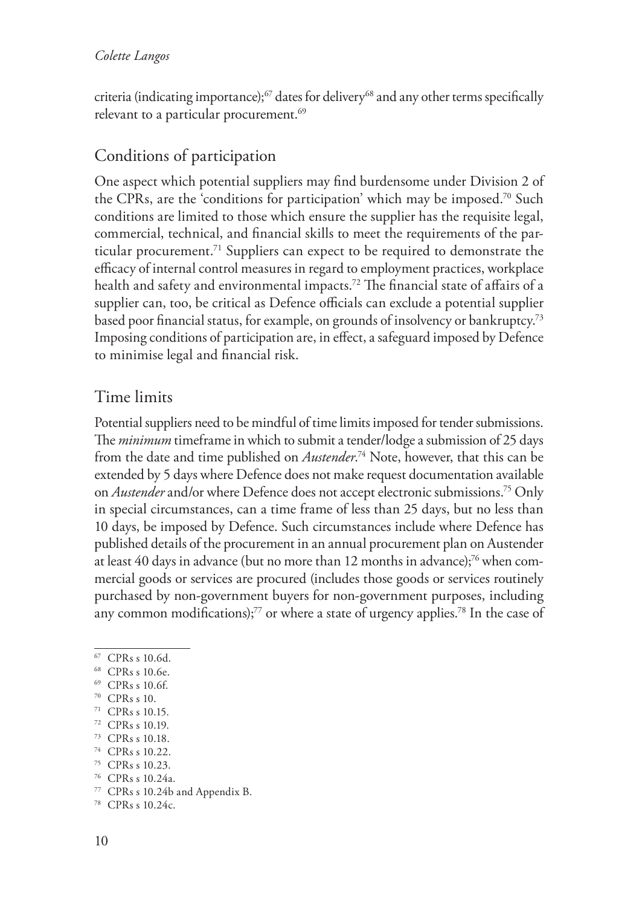criteria (indicating importance);[67] dates for delivery[68] and any other terms specifically relevant to a particular procurement.[69]

## Conditions of participation

One aspect which potential suppliers may find burdensome under Division 2 of the CPRs, are the 'conditions for participation' which may be imposed.[70] Such conditions are limited to those which ensure the supplier has the requisite legal, commercial, technical, and financial skills to meet the requirements of the particular procurement.[71] Suppliers can expect to be required to demonstrate the efficacy of internal control measures in regard to employment practices, workplace health and safety and environmental impacts.[72] The financial state of affairs of a supplier can, too, be critical as Defence officials can exclude a potential supplier based poor financial status, for example, on grounds of insolvency or bankruptcy.[73] Imposing conditions of participation are, in effect, a safeguard imposed by Defence to minimise legal and financial risk.

## Time limits

Potential suppliers need to be mindful of time limits imposed for tender submissions. The *minimum* timeframe in which to submit a tender/lodge a submission of 25 days from the date and time published on *Austender*.[74] Note, however, that this can be extended by 5 days where Defence does not make request documentation available on *Austender* and/or where Defence does not accept electronic submissions.[75] Only in special circumstances, can a time frame of less than 25 days, but no less than 10 days, be imposed by Defence. Such circumstances include where Defence has published details of the procurement in an annual procurement plan on Austender at least 40 days in advance (but no more than 12 months in advance);[76] when commercial goods or services are procured (includes those goods or services routinely purchased by non-government buyers for non-government purposes, including any common modifications);[77] or where a state of urgency applies.[78] In the case of

[67] CPRs s 10.6d.
[68] CPRs s 10.6e.
[69] CPRs s 10.6f.
[70] CPRs s 10.
[71] CPRs s 10.15.
[72] CPRs s 10.19.
[73] CPRs s 10.18.
[74] CPRs s 10.22.
[75] CPRs s 10.23.
[76] CPRs s 10.24a.
[77] CPRs s 10.24b and Appendix B.
[78] CPRs s 10.24c.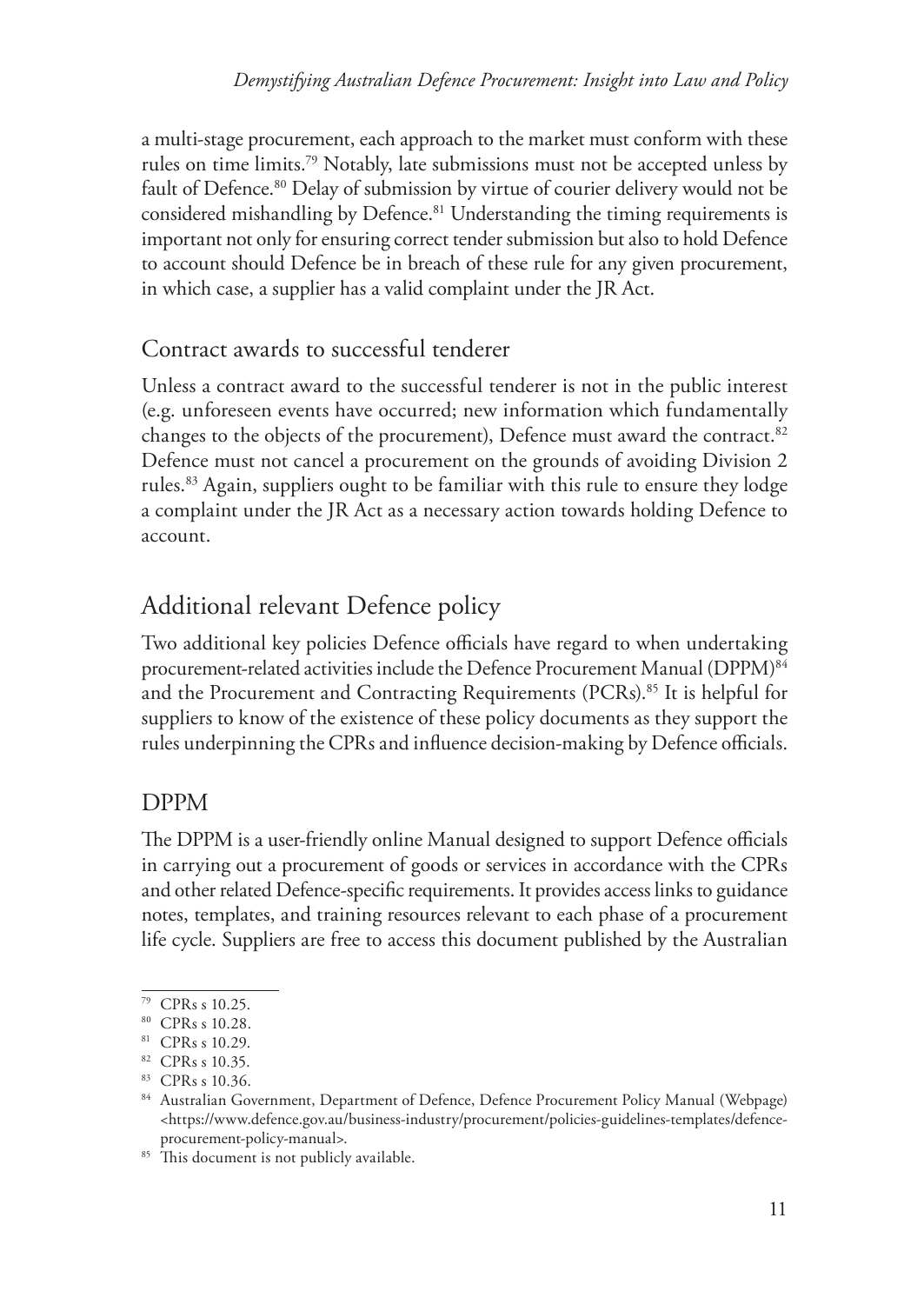a multi-stage procurement, each approach to the market must conform with these rules on time limits.[79] Notably, late submissions must not be accepted unless by fault of Defence.[80] Delay of submission by virtue of courier delivery would not be considered mishandling by Defence.[81] Understanding the timing requirements is important not only for ensuring correct tender submission but also to hold Defence to account should Defence be in breach of these rule for any given procurement, in which case, a supplier has a valid complaint under the JR Act.

### Contract awards to successful tenderer

Unless a contract award to the successful tenderer is not in the public interest (e.g. unforeseen events have occurred; new information which fundamentally changes to the objects of the procurement), Defence must award the contract.[82] Defence must not cancel a procurement on the grounds of avoiding Division 2 rules.[83] Again, suppliers ought to be familiar with this rule to ensure they lodge a complaint under the JR Act as a necessary action towards holding Defence to account.

## Additional relevant Defence policy

Two additional key policies Defence officials have regard to when undertaking procurement-related activities include the Defence Procurement Manual (DPPM)[84] and the Procurement and Contracting Requirements (PCRs).[85] It is helpful for suppliers to know of the existence of these policy documents as they support the rules underpinning the CPRs and influence decision-making by Defence officials.

### DPPM

The DPPM is a user-friendly online Manual designed to support Defence officials in carrying out a procurement of goods or services in accordance with the CPRs and other related Defence-specific requirements. It provides access links to guidance notes, templates, and training resources relevant to each phase of a procurement life cycle. Suppliers are free to access this document published by the Australian

---

[79] CPRs s 10.25.

[80] CPRs s 10.28.

[81] CPRs s 10.29.

[82] CPRs s 10.35.

[83] CPRs s 10.36.

[84] Australian Government, Department of Defence, Defence Procurement Policy Manual (Webpage) <https://www.defence.gov.au/business-industry/procurement/policies-guidelines-templates/defence-procurement-policy-manual>.

[85] This document is not publicly available.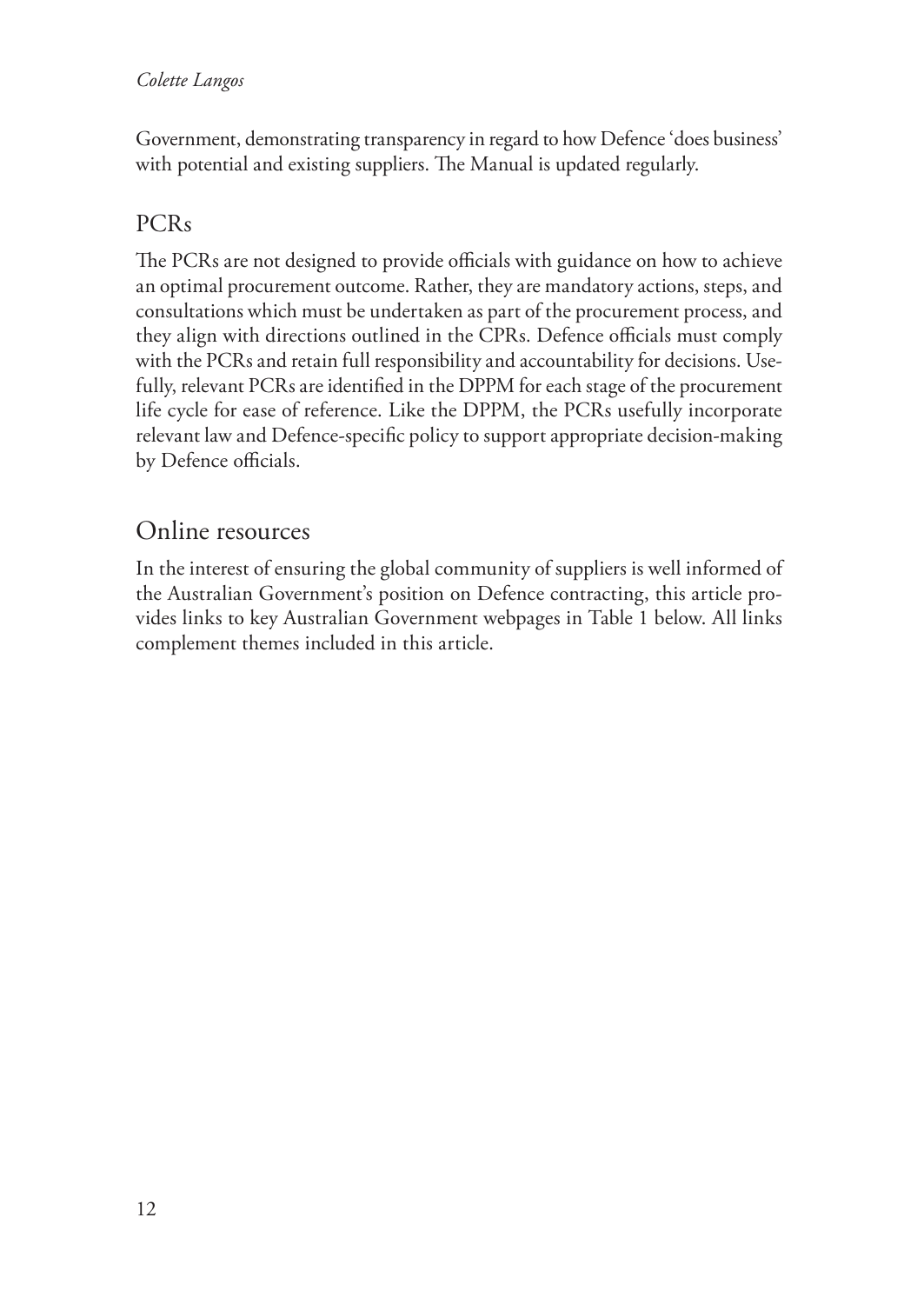Government, demonstrating transparency in regard to how Defence 'does business' with potential and existing suppliers. The Manual is updated regularly.

### PCRs

The PCRs are not designed to provide officials with guidance on how to achieve an optimal procurement outcome. Rather, they are mandatory actions, steps, and consultations which must be undertaken as part of the procurement process, and they align with directions outlined in the CPRs. Defence officials must comply with the PCRs and retain full responsibility and accountability for decisions. Usefully, relevant PCRs are identified in the DPPM for each stage of the procurement life cycle for ease of reference. Like the DPPM, the PCRs usefully incorporate relevant law and Defence-specific policy to support appropriate decision-making by Defence officials.

## Online resources

In the interest of ensuring the global community of suppliers is well informed of the Australian Government's position on Defence contracting, this article provides links to key Australian Government webpages in Table 1 below. All links complement themes included in this article.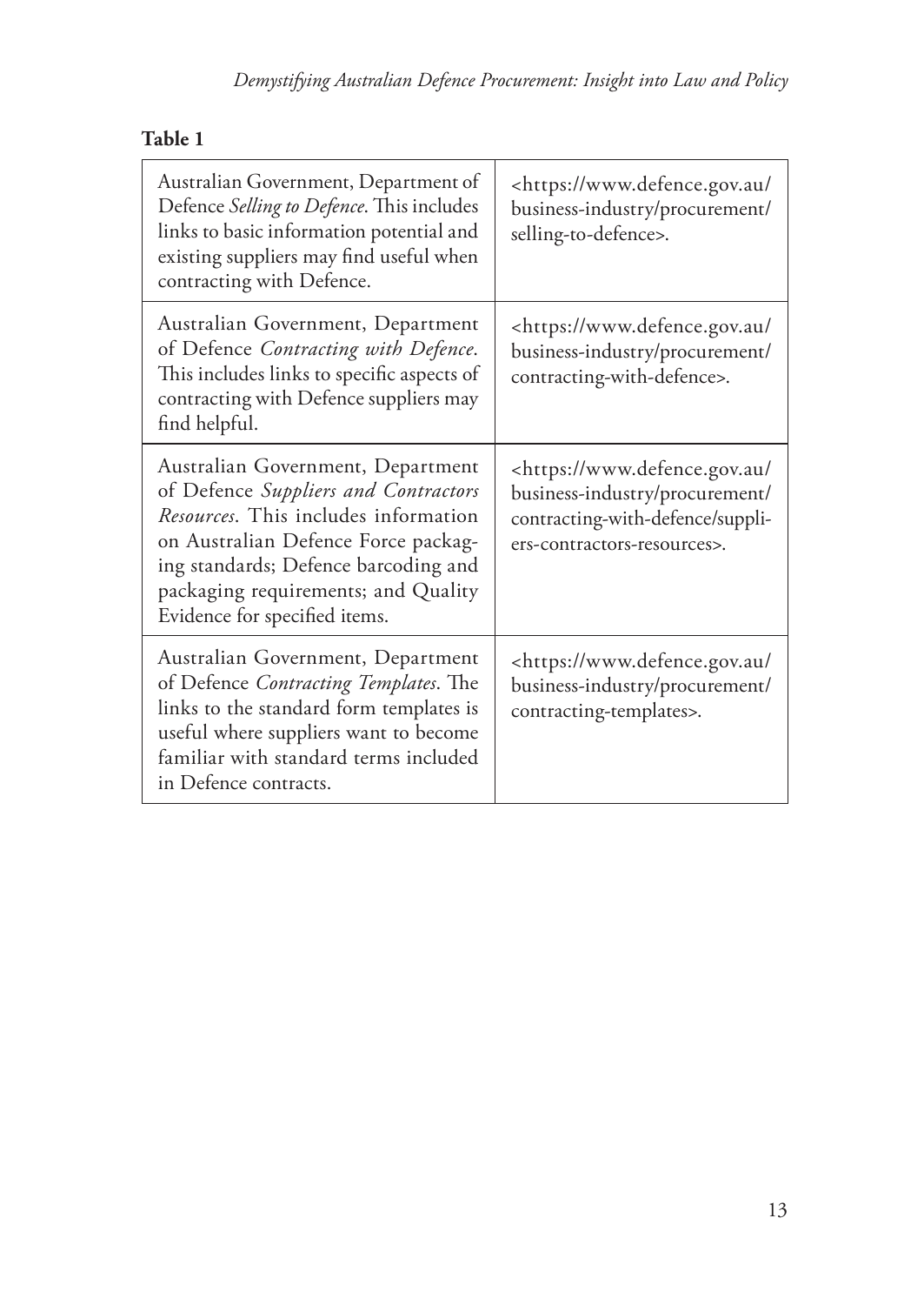**Table 1**

| | |
|---|---|
| Australian Government, Department of Defence *Selling to Defence*. This includes links to basic information potential and existing suppliers may find useful when contracting with Defence. | <https://www.defence.gov.au/business-industry/procurement/selling-to-defence>. |
| Australian Government, Department of Defence *Contracting with Defence*. This includes links to specific aspects of contracting with Defence suppliers may find helpful. | <https://www.defence.gov.au/business-industry/procurement/contracting-with-defence>. |
| Australian Government, Department of Defence *Suppliers and Contractors Resources*. This includes information on Australian Defence Force packaging standards; Defence barcoding and packaging requirements; and Quality Evidence for specified items. | <https://www.defence.gov.au/business-industry/procurement/contracting-with-defence/suppliers-contractors-resources>. |
| Australian Government, Department of Defence *Contracting Templates*. The links to the standard form templates is useful where suppliers want to become familiar with standard terms included in Defence contracts. | <https://www.defence.gov.au/business-industry/procurement/contracting-templates>. |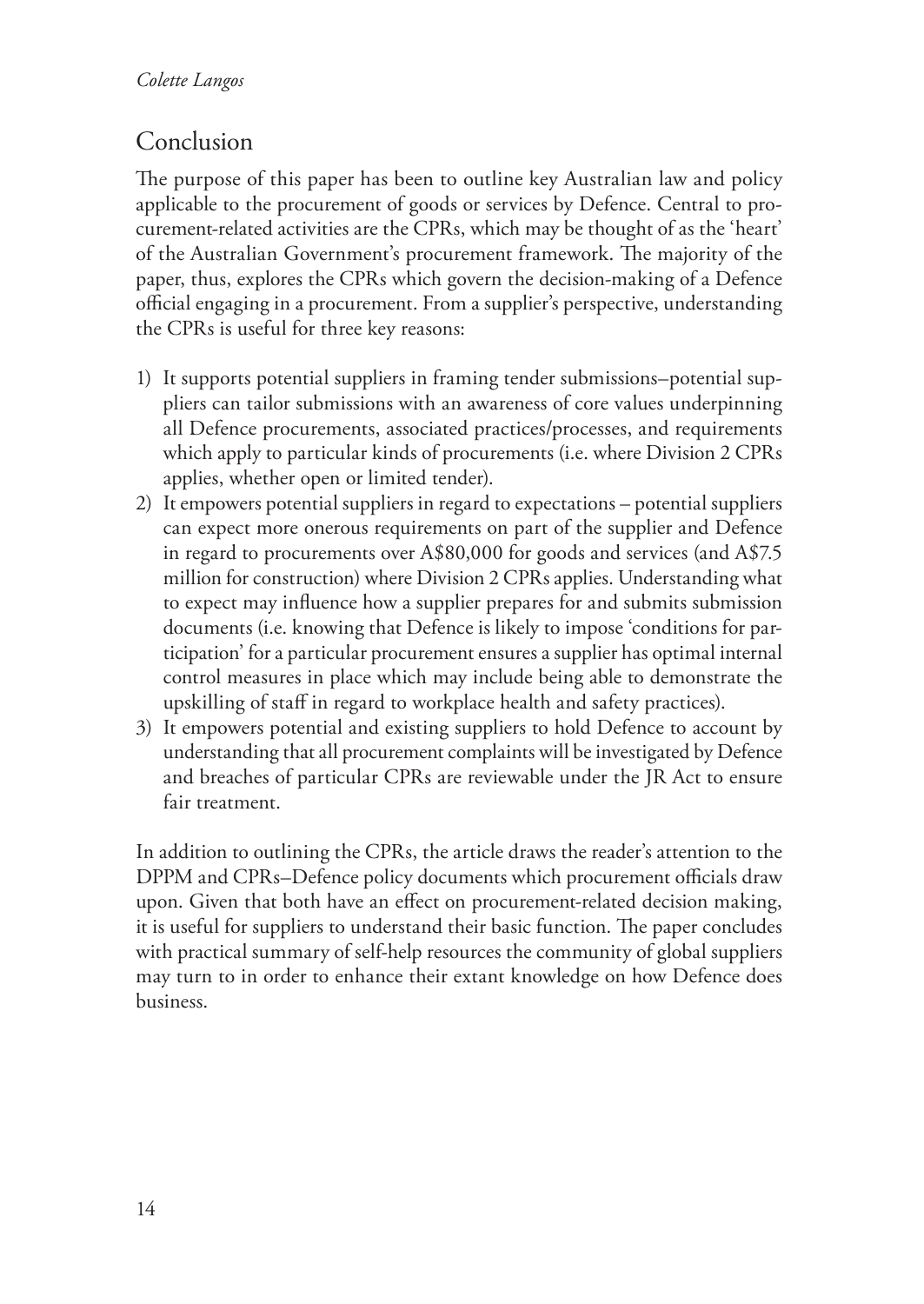## Conclusion

The purpose of this paper has been to outline key Australian law and policy applicable to the procurement of goods or services by Defence. Central to procurement-related activities are the CPRs, which may be thought of as the 'heart' of the Australian Government's procurement framework. The majority of the paper, thus, explores the CPRs which govern the decision-making of a Defence official engaging in a procurement. From a supplier's perspective, understanding the CPRs is useful for three key reasons:

1) It supports potential suppliers in framing tender submissions–potential suppliers can tailor submissions with an awareness of core values underpinning all Defence procurements, associated practices/processes, and requirements which apply to particular kinds of procurements (i.e. where Division 2 CPRs applies, whether open or limited tender).
2) It empowers potential suppliers in regard to expectations – potential suppliers can expect more onerous requirements on part of the supplier and Defence in regard to procurements over A$80,000 for goods and services (and A$7.5 million for construction) where Division 2 CPRs applies. Understanding what to expect may influence how a supplier prepares for and submits submission documents (i.e. knowing that Defence is likely to impose 'conditions for participation' for a particular procurement ensures a supplier has optimal internal control measures in place which may include being able to demonstrate the upskilling of staff in regard to workplace health and safety practices).
3) It empowers potential and existing suppliers to hold Defence to account by understanding that all procurement complaints will be investigated by Defence and breaches of particular CPRs are reviewable under the JR Act to ensure fair treatment.

In addition to outlining the CPRs, the article draws the reader's attention to the DPPM and CPRs–Defence policy documents which procurement officials draw upon. Given that both have an effect on procurement-related decision making, it is useful for suppliers to understand their basic function. The paper concludes with practical summary of self-help resources the community of global suppliers may turn to in order to enhance their extant knowledge on how Defence does business.